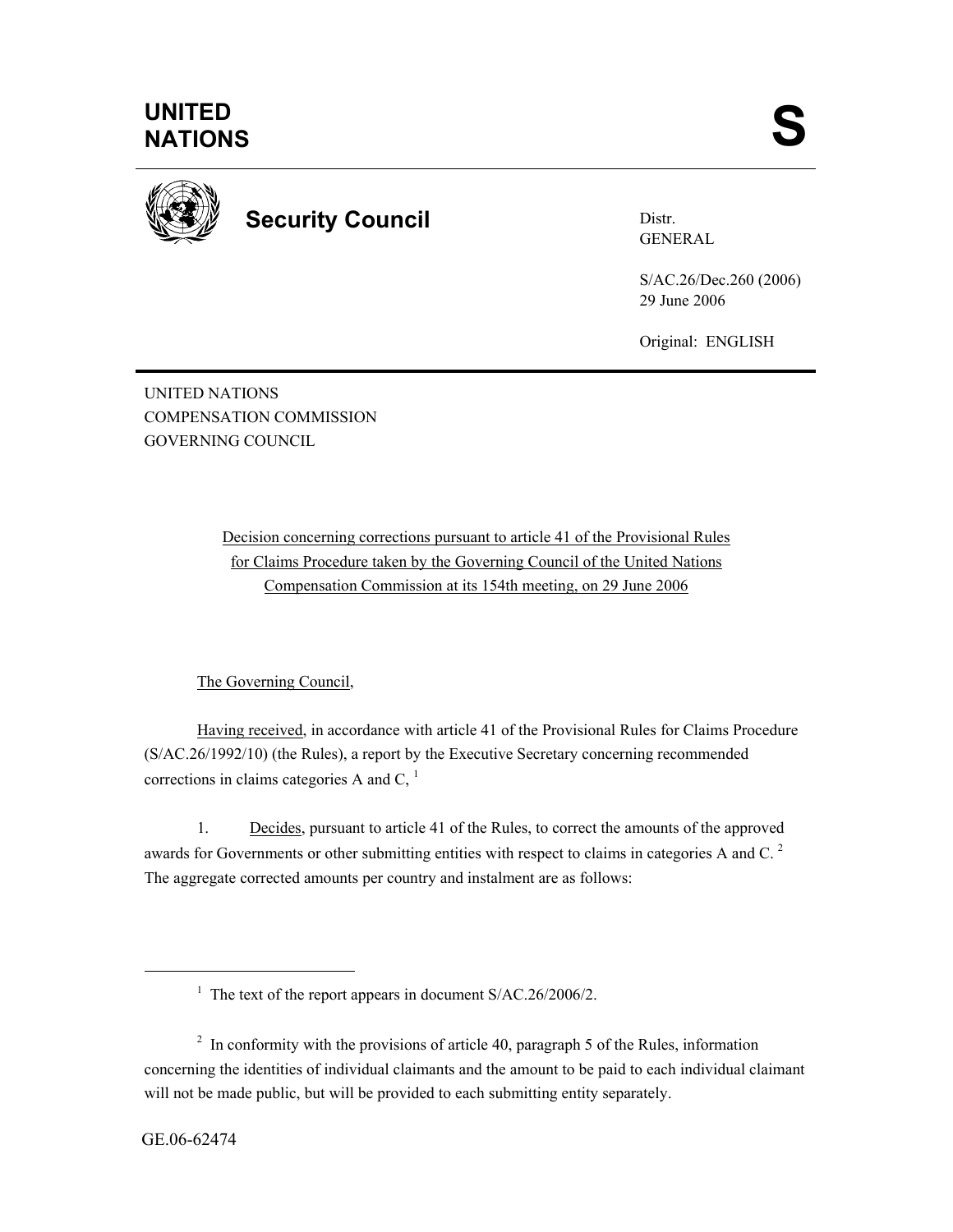**UNITED NATIONS** **S**

**Security Council**

Distr.
GENERAL

S/AC.26/Dec.260 (2006)
29 June 2006

Original: ENGLISH

UNITED NATIONS
COMPENSATION COMMISSION
GOVERNING COUNCIL

Decision concerning corrections pursuant to article 41 of the Provisional Rules for Claims Procedure taken by the Governing Council of the United Nations Compensation Commission at its 154th meeting, on 29 June 2006

The Governing Council,

Having received, in accordance with article 41 of the Provisional Rules for Claims Procedure (S/AC.26/1992/10) (the Rules), a report by the Executive Secretary concerning recommended corrections in claims categories A and C, [1]

1. Decides, pursuant to article 41 of the Rules, to correct the amounts of the approved awards for Governments or other submitting entities with respect to claims in categories A and C. [2] The aggregate corrected amounts per country and instalment are as follows:

---

[1] The text of the report appears in document S/AC.26/2006/2.

[2] In conformity with the provisions of article 40, paragraph 5 of the Rules, information concerning the identities of individual claimants and the amount to be paid to each individual claimant will not be made public, but will be provided to each submitting entity separately.

GE.06-62474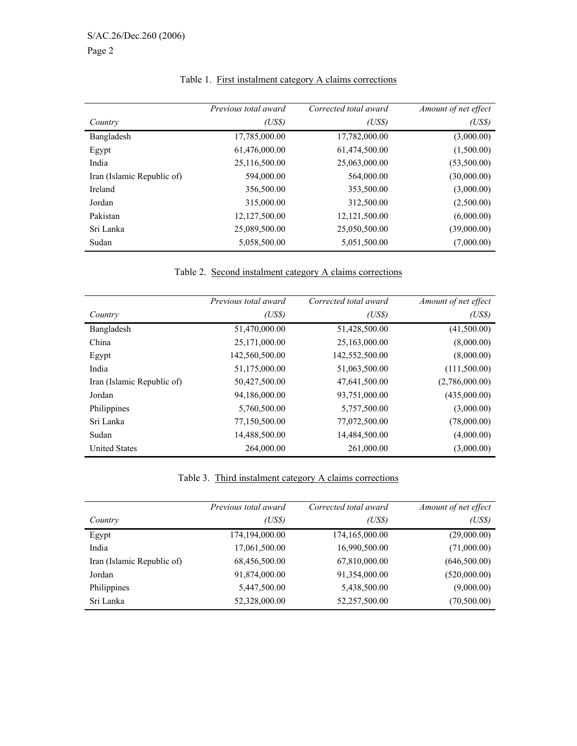Table 1. First instalment category A claims corrections

| *Country* | *Previous total award (US$)* | *Corrected total award (US$)* | *Amount of net effect (US$)* |
|---|---|---|---|
| Bangladesh | 17,785,000.00 | 17,782,000.00 | (3,000.00) |
| Egypt | 61,476,000.00 | 61,474,500.00 | (1,500.00) |
| India | 25,116,500.00 | 25,063,000.00 | (53,500.00) |
| Iran (Islamic Republic of) | 594,000.00 | 564,000.00 | (30,000.00) |
| Ireland | 356,500.00 | 353,500.00 | (3,000.00) |
| Jordan | 315,000.00 | 312,500.00 | (2,500.00) |
| Pakistan | 12,127,500.00 | 12,121,500.00 | (6,000.00) |
| Sri Lanka | 25,089,500.00 | 25,050,500.00 | (39,000.00) |
| Sudan | 5,058,500.00 | 5,051,500.00 | (7,000.00) |

Table 2. Second instalment category A claims corrections

| *Country* | *Previous total award (US$)* | *Corrected total award (US$)* | *Amount of net effect (US$)* |
|---|---|---|---|
| Bangladesh | 51,470,000.00 | 51,428,500.00 | (41,500.00) |
| China | 25,171,000.00 | 25,163,000.00 | (8,000.00) |
| Egypt | 142,560,500.00 | 142,552,500.00 | (8,000.00) |
| India | 51,175,000.00 | 51,063,500.00 | (111,500.00) |
| Iran (Islamic Republic of) | 50,427,500.00 | 47,641,500.00 | (2,786,000.00) |
| Jordan | 94,186,000.00 | 93,751,000.00 | (435,000.00) |
| Philippines | 5,760,500.00 | 5,757,500.00 | (3,000.00) |
| Sri Lanka | 77,150,500.00 | 77,072,500.00 | (78,000.00) |
| Sudan | 14,488,500.00 | 14,484,500.00 | (4,000.00) |
| United States | 264,000.00 | 261,000.00 | (3,000.00) |

Table 3. Third instalment category A claims corrections

| *Country* | *Previous total award (US$)* | *Corrected total award (US$)* | *Amount of net effect (US$)* |
|---|---|---|---|
| Egypt | 174,194,000.00 | 174,165,000.00 | (29,000.00) |
| India | 17,061,500.00 | 16,990,500.00 | (71,000.00) |
| Iran (Islamic Republic of) | 68,456,500.00 | 67,810,000.00 | (646,500.00) |
| Jordan | 91,874,000.00 | 91,354,000.00 | (520,000.00) |
| Philippines | 5,447,500.00 | 5,438,500.00 | (9,000.00) |
| Sri Lanka | 52,328,000.00 | 52,257,500.00 | (70,500.00) |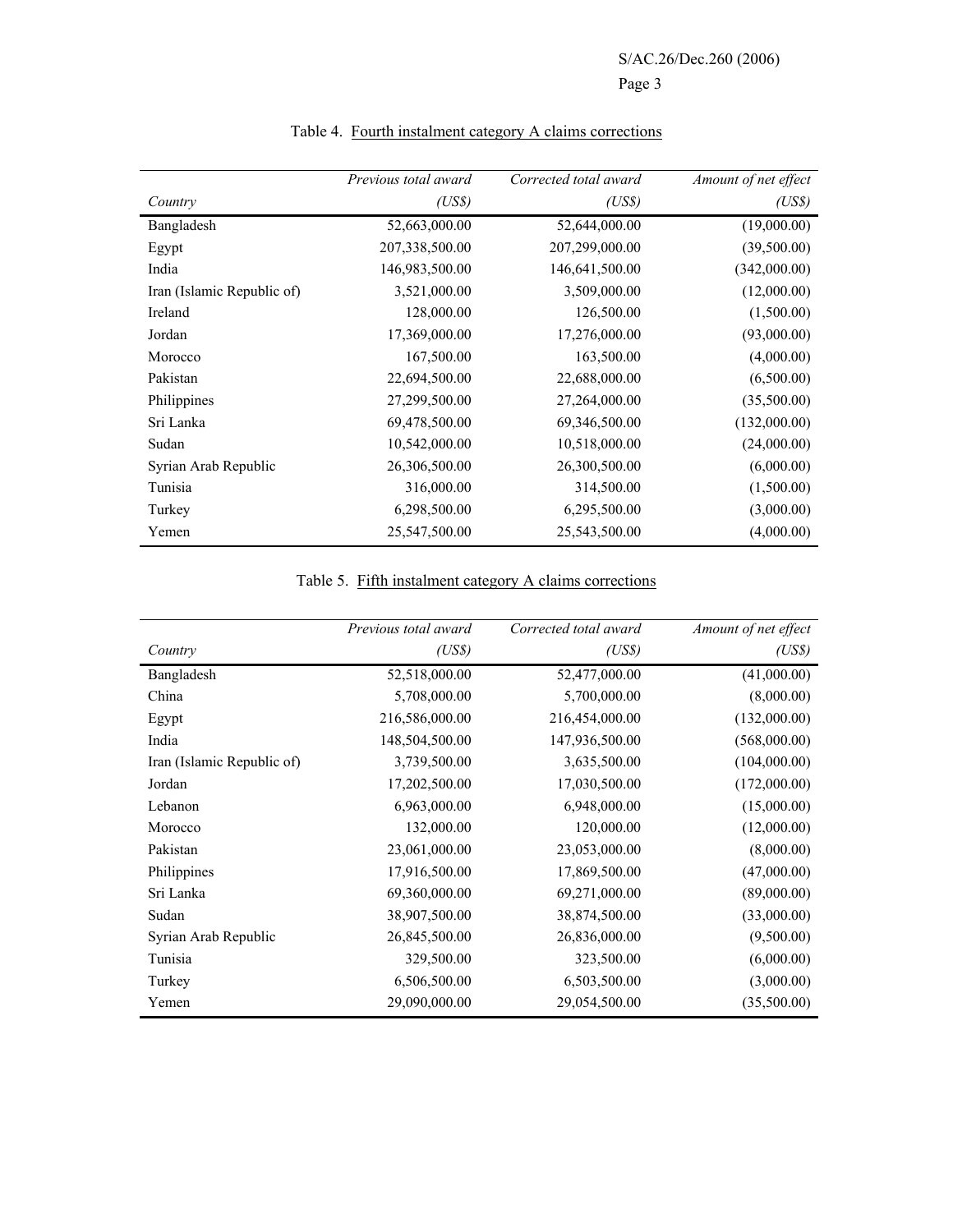Table 4. Fourth instalment category A claims corrections

| Country | Previous total award (US$) | Corrected total award (US$) | Amount of net effect (US$) |
|---|---:|---:|---:|
| Bangladesh | 52,663,000.00 | 52,644,000.00 | (19,000.00) |
| Egypt | 207,338,500.00 | 207,299,000.00 | (39,500.00) |
| India | 146,983,500.00 | 146,641,500.00 | (342,000.00) |
| Iran (Islamic Republic of) | 3,521,000.00 | 3,509,000.00 | (12,000.00) |
| Ireland | 128,000.00 | 126,500.00 | (1,500.00) |
| Jordan | 17,369,000.00 | 17,276,000.00 | (93,000.00) |
| Morocco | 167,500.00 | 163,500.00 | (4,000.00) |
| Pakistan | 22,694,500.00 | 22,688,000.00 | (6,500.00) |
| Philippines | 27,299,500.00 | 27,264,000.00 | (35,500.00) |
| Sri Lanka | 69,478,500.00 | 69,346,500.00 | (132,000.00) |
| Sudan | 10,542,000.00 | 10,518,000.00 | (24,000.00) |
| Syrian Arab Republic | 26,306,500.00 | 26,300,500.00 | (6,000.00) |
| Tunisia | 316,000.00 | 314,500.00 | (1,500.00) |
| Turkey | 6,298,500.00 | 6,295,500.00 | (3,000.00) |
| Yemen | 25,547,500.00 | 25,543,500.00 | (4,000.00) |

Table 5. Fifth instalment category A claims corrections

| Country | Previous total award (US$) | Corrected total award (US$) | Amount of net effect (US$) |
|---|---:|---:|---:|
| Bangladesh | 52,518,000.00 | 52,477,000.00 | (41,000.00) |
| China | 5,708,000.00 | 5,700,000.00 | (8,000.00) |
| Egypt | 216,586,000.00 | 216,454,000.00 | (132,000.00) |
| India | 148,504,500.00 | 147,936,500.00 | (568,000.00) |
| Iran (Islamic Republic of) | 3,739,500.00 | 3,635,500.00 | (104,000.00) |
| Jordan | 17,202,500.00 | 17,030,500.00 | (172,000.00) |
| Lebanon | 6,963,000.00 | 6,948,000.00 | (15,000.00) |
| Morocco | 132,000.00 | 120,000.00 | (12,000.00) |
| Pakistan | 23,061,000.00 | 23,053,000.00 | (8,000.00) |
| Philippines | 17,916,500.00 | 17,869,500.00 | (47,000.00) |
| Sri Lanka | 69,360,000.00 | 69,271,000.00 | (89,000.00) |
| Sudan | 38,907,500.00 | 38,874,500.00 | (33,000.00) |
| Syrian Arab Republic | 26,845,500.00 | 26,836,000.00 | (9,500.00) |
| Tunisia | 329,500.00 | 323,500.00 | (6,000.00) |
| Turkey | 6,506,500.00 | 6,503,500.00 | (3,000.00) |
| Yemen | 29,090,000.00 | 29,054,500.00 | (35,500.00) |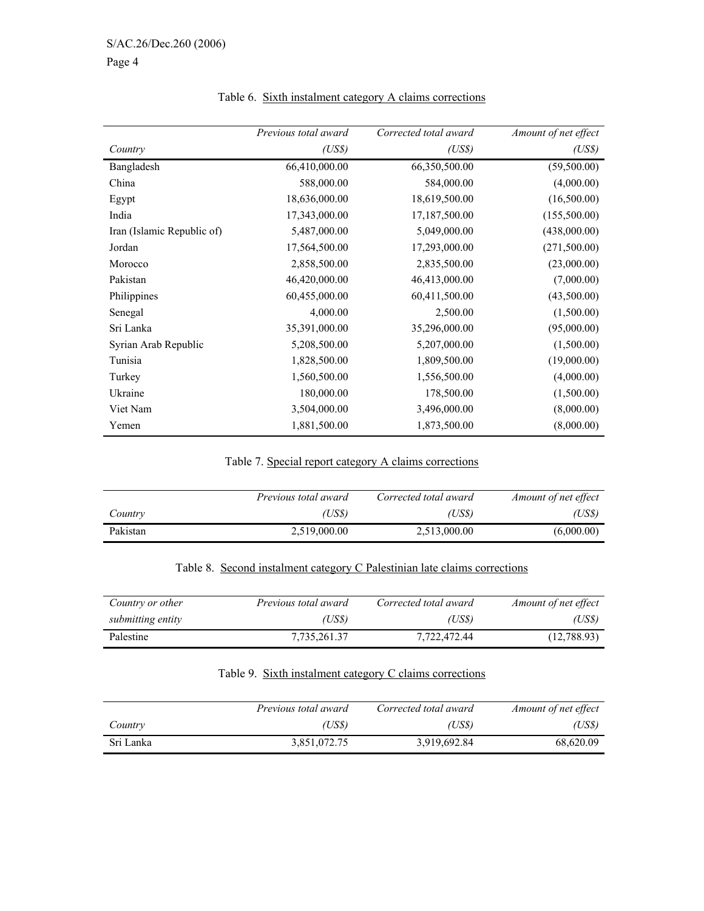Table 6. Sixth instalment category A claims corrections

| Country | Previous total award (US$) | Corrected total award (US$) | Amount of net effect (US$) |
| --- | --- | --- | --- |
| Bangladesh | 66,410,000.00 | 66,350,500.00 | (59,500.00) |
| China | 588,000.00 | 584,000.00 | (4,000.00) |
| Egypt | 18,636,000.00 | 18,619,500.00 | (16,500.00) |
| India | 17,343,000.00 | 17,187,500.00 | (155,500.00) |
| Iran (Islamic Republic of) | 5,487,000.00 | 5,049,000.00 | (438,000.00) |
| Jordan | 17,564,500.00 | 17,293,000.00 | (271,500.00) |
| Morocco | 2,858,500.00 | 2,835,500.00 | (23,000.00) |
| Pakistan | 46,420,000.00 | 46,413,000.00 | (7,000.00) |
| Philippines | 60,455,000.00 | 60,411,500.00 | (43,500.00) |
| Senegal | 4,000.00 | 2,500.00 | (1,500.00) |
| Sri Lanka | 35,391,000.00 | 35,296,000.00 | (95,000.00) |
| Syrian Arab Republic | 5,208,500.00 | 5,207,000.00 | (1,500.00) |
| Tunisia | 1,828,500.00 | 1,809,500.00 | (19,000.00) |
| Turkey | 1,560,500.00 | 1,556,500.00 | (4,000.00) |
| Ukraine | 180,000.00 | 178,500.00 | (1,500.00) |
| Viet Nam | 3,504,000.00 | 3,496,000.00 | (8,000.00) |
| Yemen | 1,881,500.00 | 1,873,500.00 | (8,000.00) |

Table 7. Special report category A claims corrections

| Country | Previous total award (US$) | Corrected total award (US$) | Amount of net effect (US$) |
| --- | --- | --- | --- |
| Pakistan | 2,519,000.00 | 2,513,000.00 | (6,000.00) |

Table 8. Second instalment category C Palestinian late claims corrections

| Country or other submitting entity | Previous total award (US$) | Corrected total award (US$) | Amount of net effect (US$) |
| --- | --- | --- | --- |
| Palestine | 7,735,261.37 | 7,722,472.44 | (12,788.93) |

Table 9. Sixth instalment category C claims corrections

| Country | Previous total award (US$) | Corrected total award (US$) | Amount of net effect (US$) |
| --- | --- | --- | --- |
| Sri Lanka | 3,851,072.75 | 3,919,692.84 | 68,620.09 |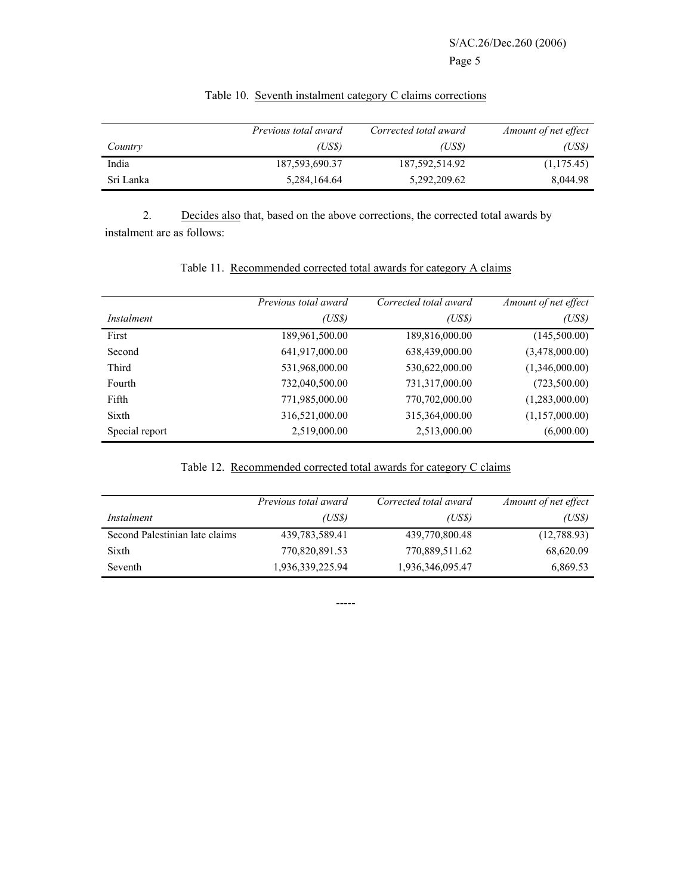Table 10. Seventh instalment category C claims corrections

| *Country* | *Previous total award (US$)* | *Corrected total award (US$)* | *Amount of net effect (US$)* |
|---|---:|---:|---:|
| India | 187,593,690.37 | 187,592,514.92 | (1,175.45) |
| Sri Lanka | 5,284,164.64 | 5,292,209.62 | 8,044.98 |

2. Decides also that, based on the above corrections, the corrected total awards by instalment are as follows:

Table 11. Recommended corrected total awards for category A claims

| *Instalment* | *Previous total award (US$)* | *Corrected total award (US$)* | *Amount of net effect (US$)* |
|---|---:|---:|---:|
| First | 189,961,500.00 | 189,816,000.00 | (145,500.00) |
| Second | 641,917,000.00 | 638,439,000.00 | (3,478,000.00) |
| Third | 531,968,000.00 | 530,622,000.00 | (1,346,000.00) |
| Fourth | 732,040,500.00 | 731,317,000.00 | (723,500.00) |
| Fifth | 771,985,000.00 | 770,702,000.00 | (1,283,000.00) |
| Sixth | 316,521,000.00 | 315,364,000.00 | (1,157,000.00) |
| Special report | 2,519,000.00 | 2,513,000.00 | (6,000.00) |

Table 12. Recommended corrected total awards for category C claims

| *Instalment* | *Previous total award (US$)* | *Corrected total award (US$)* | *Amount of net effect (US$)* |
|---|---:|---:|---:|
| Second Palestinian late claims | 439,783,589.41 | 439,770,800.48 | (12,788.93) |
| Sixth | 770,820,891.53 | 770,889,511.62 | 68,620.09 |
| Seventh | 1,936,339,225.94 | 1,936,346,095.47 | 6,869.53 |

-----